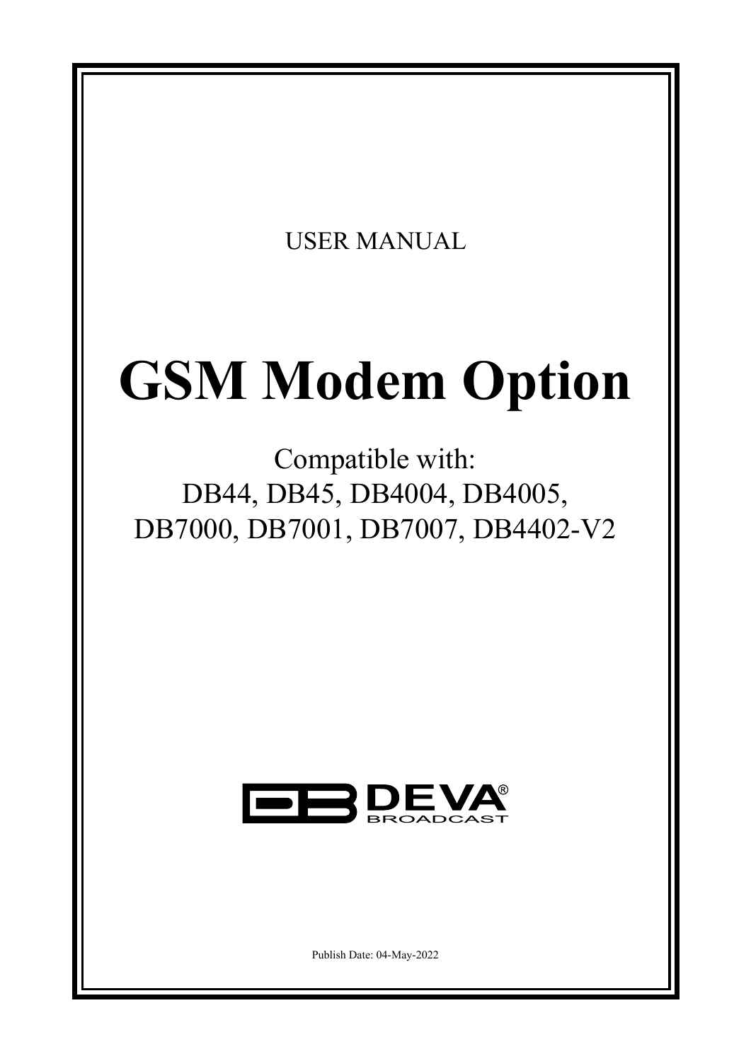USER MANUAL

# GSM Modem Option

Compatible with:
DB44, DB45, DB4004, DB4005,
DB7000, DB7001, DB7007, DB4402-V2

DEVA® BROADCAST

Publish Date: 04-May-2022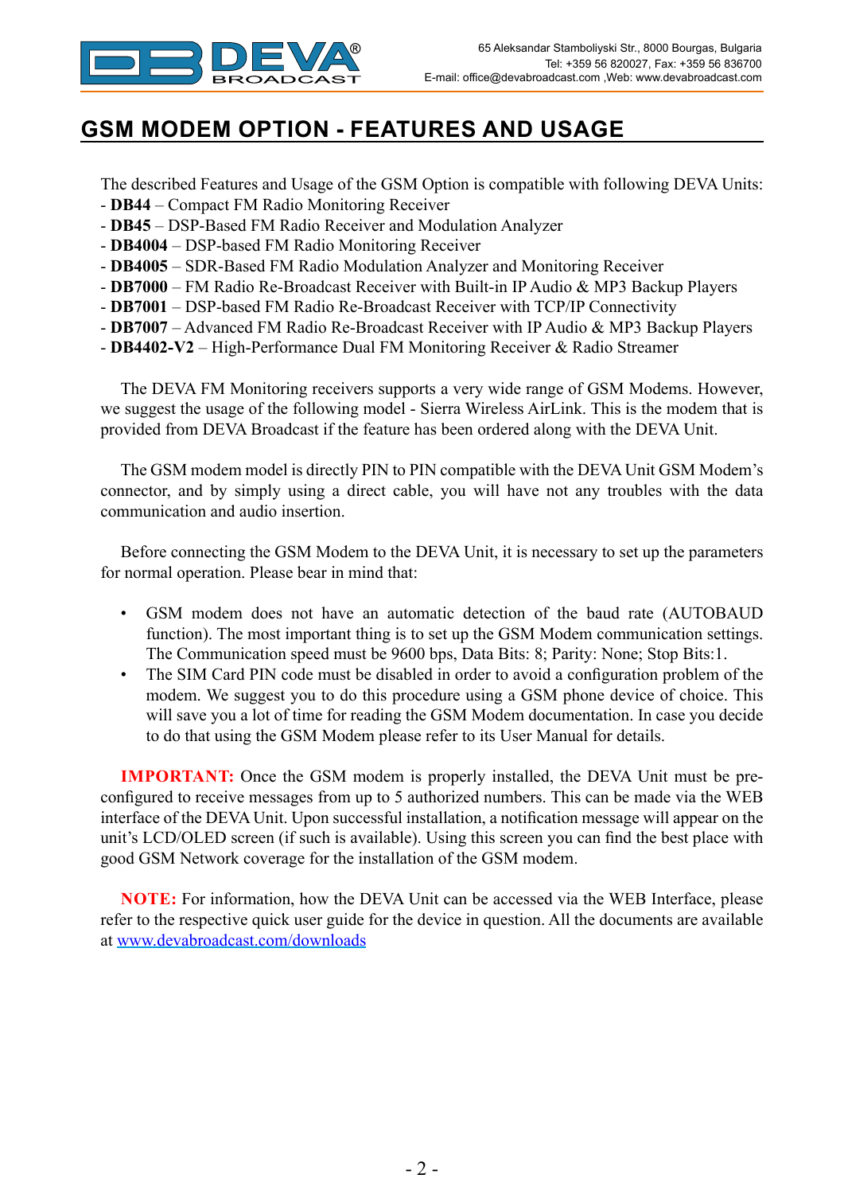# GSM MODEM OPTION - FEATURES AND USAGE

The described Features and Usage of the GSM Option is compatible with following DEVA Units:
- **DB44** – Compact FM Radio Monitoring Receiver
- **DB45** – DSP-Based FM Radio Receiver and Modulation Analyzer
- **DB4004** – DSP-based FM Radio Monitoring Receiver
- **DB4005** – SDR-Based FM Radio Modulation Analyzer and Monitoring Receiver
- **DB7000** – FM Radio Re-Broadcast Receiver with Built-in IP Audio & MP3 Backup Players
- **DB7001** – DSP-based FM Radio Re-Broadcast Receiver with TCP/IP Connectivity
- **DB7007** – Advanced FM Radio Re-Broadcast Receiver with IP Audio & MP3 Backup Players
- **DB4402-V2** – High-Performance Dual FM Monitoring Receiver & Radio Streamer

The DEVA FM Monitoring receivers supports a very wide range of GSM Modems. However, we suggest the usage of the following model - Sierra Wireless AirLink. This is the modem that is provided from DEVA Broadcast if the feature has been ordered along with the DEVA Unit.

The GSM modem model is directly PIN to PIN compatible with the DEVA Unit GSM Modem's connector, and by simply using a direct cable, you will have not any troubles with the data communication and audio insertion.

Before connecting the GSM Modem to the DEVA Unit, it is necessary to set up the parameters for normal operation. Please bear in mind that:

- GSM modem does not have an automatic detection of the baud rate (AUTOBAUD function). The most important thing is to set up the GSM Modem communication settings. The Communication speed must be 9600 bps, Data Bits: 8; Parity: None; Stop Bits:1.
- The SIM Card PIN code must be disabled in order to avoid a configuration problem of the modem. We suggest you to do this procedure using a GSM phone device of choice. This will save you a lot of time for reading the GSM Modem documentation. In case you decide to do that using the GSM Modem please refer to its User Manual for details.

**IMPORTANT:** Once the GSM modem is properly installed, the DEVA Unit must be pre-configured to receive messages from up to 5 authorized numbers. This can be made via the WEB interface of the DEVA Unit. Upon successful installation, a notification message will appear on the unit's LCD/OLED screen (if such is available). Using this screen you can find the best place with good GSM Network coverage for the installation of the GSM modem.

**NOTE:** For information, how the DEVA Unit can be accessed via the WEB Interface, please refer to the respective quick user guide for the device in question. All the documents are available at [www.devabroadcast.com/downloads](www.devabroadcast.com/downloads)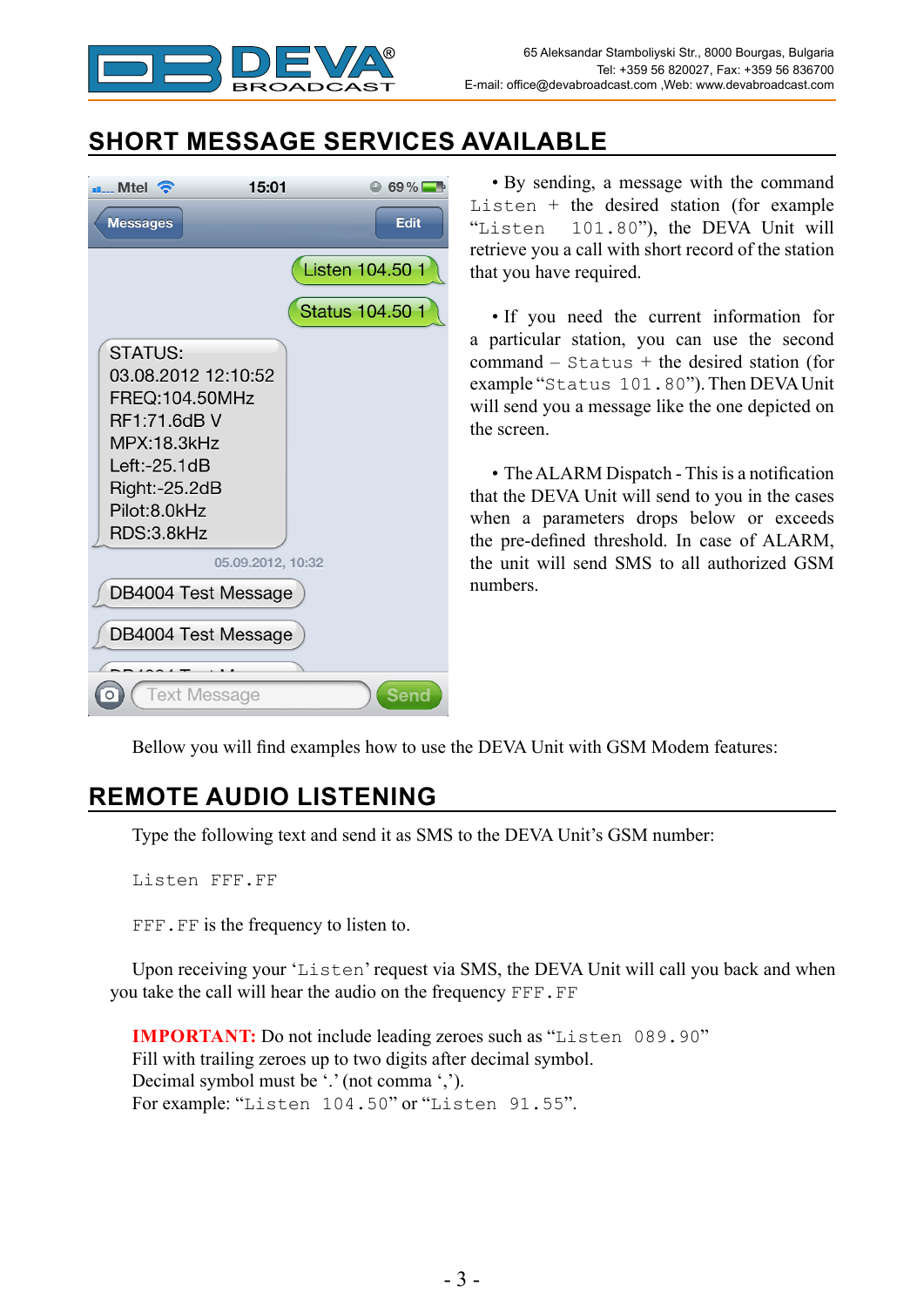## SHORT MESSAGE SERVICES AVAILABLE

• By sending, a message with the command `Listen` + the desired station (for example "`Listen 101.80`"), the DEVA Unit will retrieve you a call with short record of the station that you have required.

• If you need the current information for a particular station, you can use the second command – `Status` + the desired station (for example "`Status 101.80`"). Then DEVA Unit will send you a message like the one depicted on the screen.

• The ALARM Dispatch - This is a notification that the DEVA Unit will send to you in the cases when a parameters drops below or exceeds the pre-defined threshold. In case of ALARM, the unit will send SMS to all authorized GSM numbers.

Bellow you will find examples how to use the DEVA Unit with GSM Modem features:

## REMOTE AUDIO LISTENING

Type the following text and send it as SMS to the DEVA Unit's GSM number:

```
Listen FFF.FF
```

`FFF.FF` is the frequency to listen to.

Upon receiving your '`Listen`' request via SMS, the DEVA Unit will call you back and when you take the call will hear the audio on the frequency `FFF.FF`

**IMPORTANT:** Do not include leading zeroes such as "`Listen 089.90`"
Fill with trailing zeroes up to two digits after decimal symbol.
Decimal symbol must be '.' (not comma ',').
For example: "`Listen 104.50`" or "`Listen 91.55`".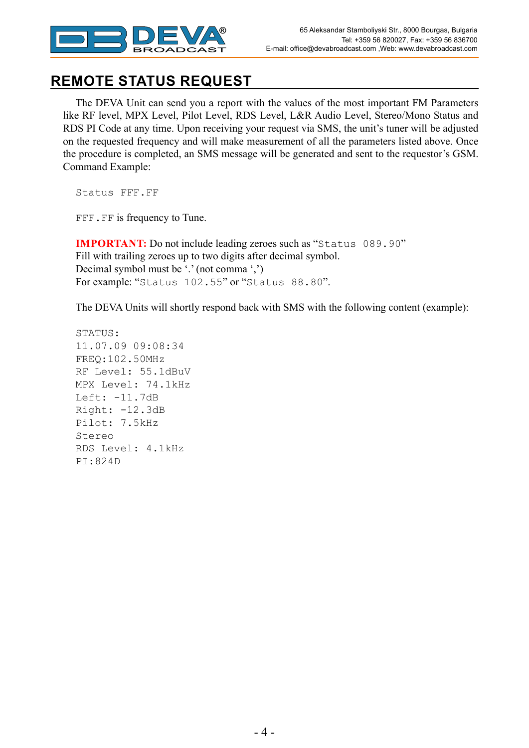# REMOTE STATUS REQUEST

The DEVA Unit can send you a report with the values of the most important FM Parameters like RF level, MPX Level, Pilot Level, RDS Level, L&R Audio Level, Stereo/Mono Status and RDS PI Code at any time. Upon receiving your request via SMS, the unit's tuner will be adjusted on the requested frequency and will make measurement of all the parameters listed above. Once the procedure is completed, an SMS message will be generated and sent to the requestor's GSM. Command Example:

```
Status FFF.FF
```

`FFF.FF` is frequency to Tune.

**IMPORTANT:** Do not include leading zeroes such as "`Status 089.90`"
Fill with trailing zeroes up to two digits after decimal symbol.
Decimal symbol must be '.' (not comma ',')
For example: "`Status 102.55`" or "`Status 88.80`".

The DEVA Units will shortly respond back with SMS with the following content (example):

```
STATUS:
11.07.09 09:08:34
FREQ:102.50MHz
RF Level: 55.1dBuV
MPX Level: 74.1kHz
Left: -11.7dB
Right: -12.3dB
Pilot: 7.5kHz
Stereo
RDS Level: 4.1kHz
PI:824D
```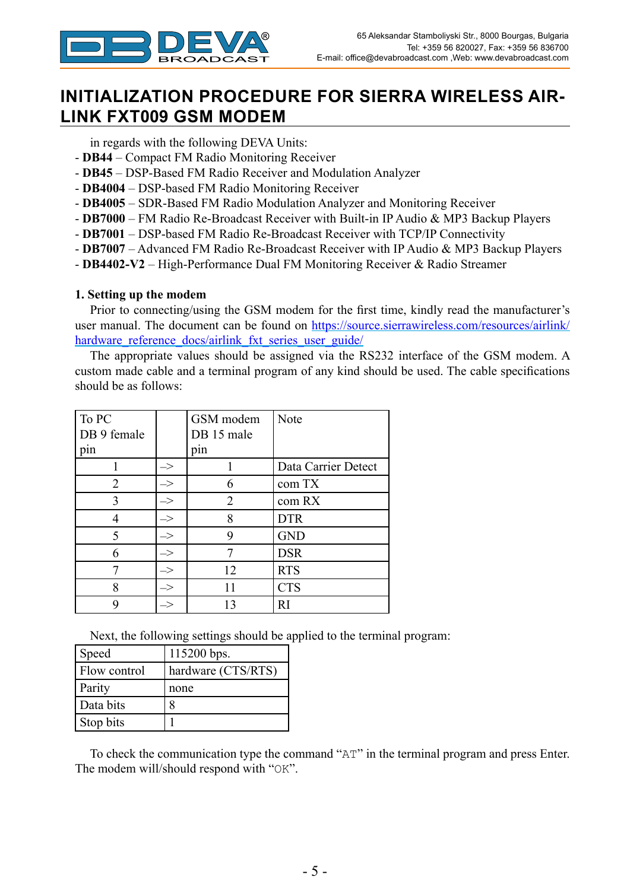# INITIALIZATION PROCEDURE FOR SIERRA WIRELESS AIR-LINK FXT009 GSM MODEM

in regards with the following DEVA Units:

- **DB44** – Compact FM Radio Monitoring Receiver
- **DB45** – DSP-Based FM Radio Receiver and Modulation Analyzer
- **DB4004** – DSP-based FM Radio Monitoring Receiver
- **DB4005** – SDR-Based FM Radio Modulation Analyzer and Monitoring Receiver
- **DB7000** – FM Radio Re-Broadcast Receiver with Built-in IP Audio & MP3 Backup Players
- **DB7001** – DSP-based FM Radio Re-Broadcast Receiver with TCP/IP Connectivity
- **DB7007** – Advanced FM Radio Re-Broadcast Receiver with IP Audio & MP3 Backup Players
- **DB4402-V2** – High-Performance Dual FM Monitoring Receiver & Radio Streamer

**1. Setting up the modem**

Prior to connecting/using the GSM modem for the first time, kindly read the manufacturer's user manual. The document can be found on https://source.sierrawireless.com/resources/airlink/hardware_reference_docs/airlink_fxt_series_user_guide/

The appropriate values should be assigned via the RS232 interface of the GSM modem. A custom made cable and a terminal program of any kind should be used. The cable specifications should be as follows:

| To PC DB 9 female pin | | GSM modem DB 15 male pin | Note |
|---|---|---|---|
| 1 | –> | 1 | Data Carrier Detect |
| 2 | –> | 6 | com TX |
| 3 | –> | 2 | com RX |
| 4 | –> | 8 | DTR |
| 5 | –> | 9 | GND |
| 6 | –> | 7 | DSR |
| 7 | –> | 12 | RTS |
| 8 | –> | 11 | CTS |
| 9 | –> | 13 | RI |

Next, the following settings should be applied to the terminal program:

| Speed | 115200 bps. |
|---|---|
| Flow control | hardware (CTS/RTS) |
| Parity | none |
| Data bits | 8 |
| Stop bits | 1 |

To check the communication type the command "AT" in the terminal program and press Enter. The modem will/should respond with "OK".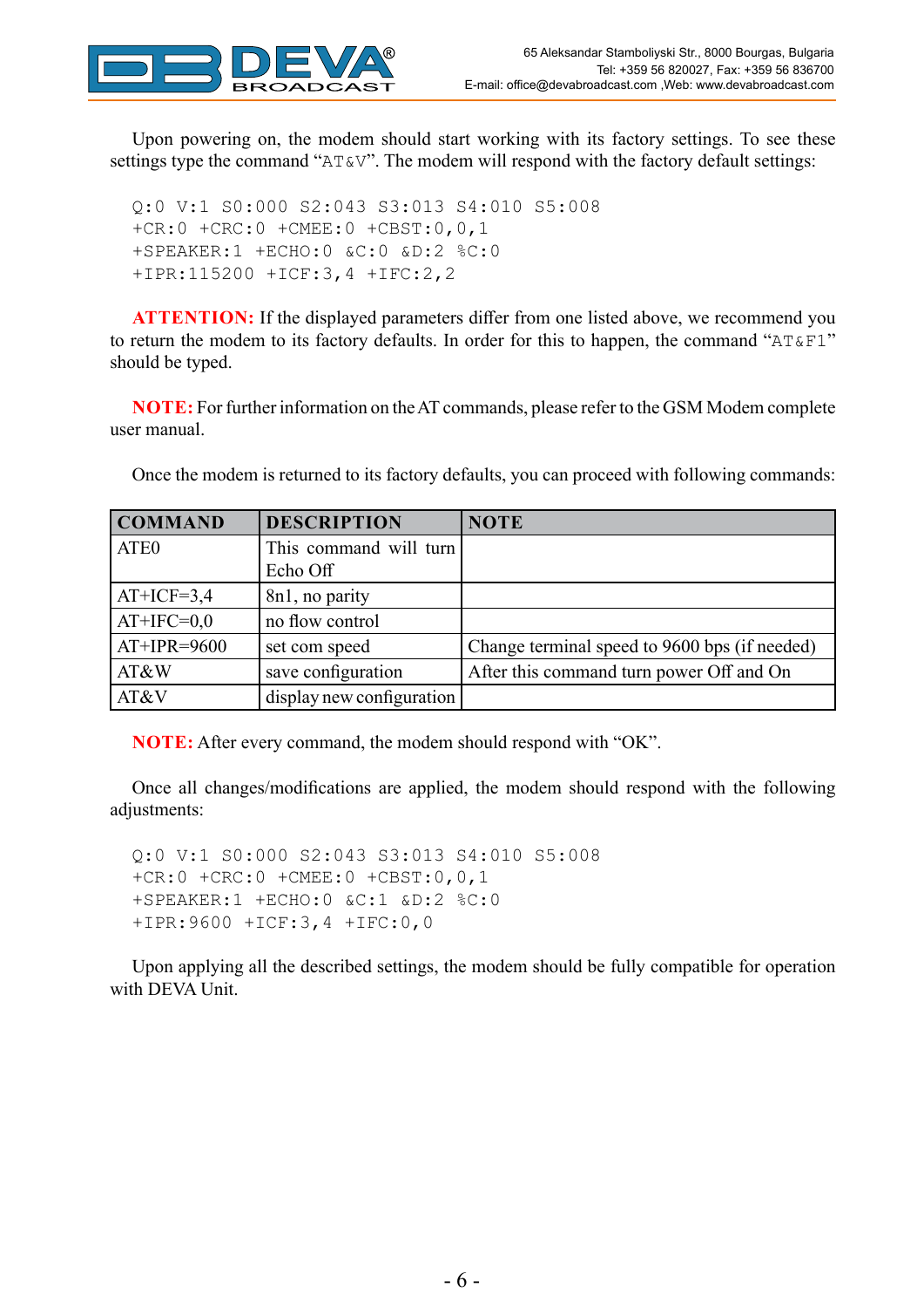Upon powering on, the modem should start working with its factory settings. To see these settings type the command "AT&V". The modem will respond with the factory default settings:

```
Q:0 V:1 S0:000 S2:043 S3:013 S4:010 S5:008
+CR:0 +CRC:0 +CMEE:0 +CBST:0,0,1
+SPEAKER:1 +ECHO:0 &C:0 &D:2 %C:0
+IPR:115200 +ICF:3,4 +IFC:2,2
```

**ATTENTION:** If the displayed parameters differ from one listed above, we recommend you to return the modem to its factory defaults. In order for this to happen, the command "AT&F1" should be typed.

**NOTE:** For further information on the AT commands, please refer to the GSM Modem complete user manual.

Once the modem is returned to its factory defaults, you can proceed with following commands:

| COMMAND | DESCRIPTION | NOTE |
|---|---|---|
| ATE0 | This command will turn Echo Off | |
| AT+ICF=3,4 | 8n1, no parity | |
| AT+IFC=0,0 | no flow control | |
| AT+IPR=9600 | set com speed | Change terminal speed to 9600 bps (if needed) |
| AT&W | save configuration | After this command turn power Off and On |
| AT&V | display new configuration | |

**NOTE:** After every command, the modem should respond with "OK".

Once all changes/modifications are applied, the modem should respond with the following adjustments:

```
Q:0 V:1 S0:000 S2:043 S3:013 S4:010 S5:008
+CR:0 +CRC:0 +CMEE:0 +CBST:0,0,1
+SPEAKER:1 +ECHO:0 &C:1 &D:2 %C:0
+IPR:9600 +ICF:3,4 +IFC:0,0
```

Upon applying all the described settings, the modem should be fully compatible for operation with DEVA Unit.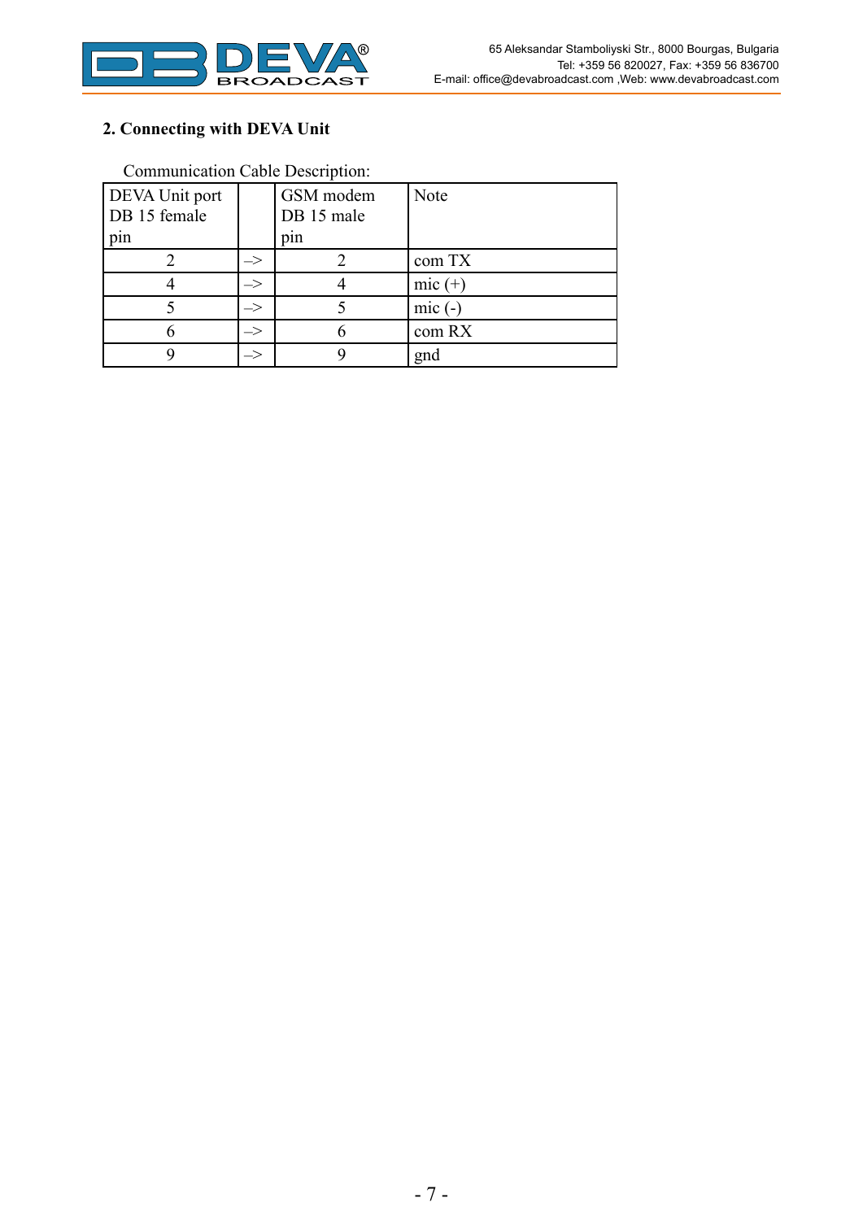## 2. Connecting with DEVA Unit

Communication Cable Description:

| DEVA Unit port DB 15 female pin | | GSM modem DB 15 male pin | Note |
|---|---|---|---|
| 2 | –> | 2 | com TX |
| 4 | –> | 4 | mic (+) |
| 5 | –> | 5 | mic (-) |
| 6 | –> | 6 | com RX |
| 9 | –> | 9 | gnd |